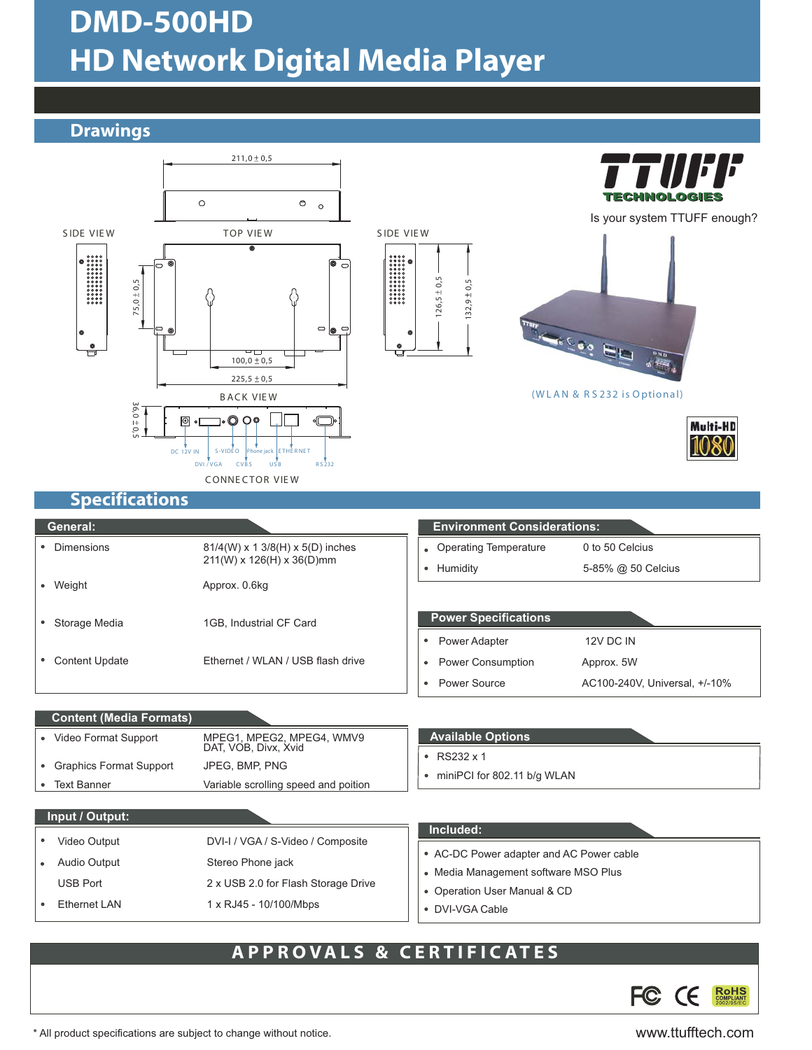# DMD-500HD
# HD Network Digital Media Player

## Drawings

211,0 ± 0,5

SIDE VIEW　　TOP VIEW　　SIDE VIEW

75,0 ± 0,5　　126,5 ± 0,5　　132,9 ± 0,5

100,0 ± 0,5

225,5 ± 0,5

BACK VIEW

36,0 ± 0,5

DC 12V IN　S-VIDEO　Phone jack　ETHERNET

DVI / VGA　CVBS　USB　RS232

CONNECTOR VIEW

TTUFF TECHNOLOGIES

Is your system TTUFF enough?

(WLAN & RS232 is Optional)

Multi-HD 1080

## Specifications

### General:

| | |
|---|---|
| Dimensions | 81/4(W) x 1 3/8(H) x 5(D) inches<br>211(W) x 126(H) x 36(D)mm |
| Weight | Approx. 0.6kg |
| Storage Media | 1GB, Industrial CF Card |
| Content Update | Ethernet / WLAN / USB flash drive |

### Environment Considerations:

| | |
|---|---|
| Operating Temperature | 0 to 50 Celcius |
| Humidity | 5-85% @ 50 Celcius |

### Power Specifications

| | |
|---|---|
| Power Adapter | 12V DC IN |
| Power Consumption | Approx. 5W |
| Power Source | AC100-240V, Universal, +/-10% |

### Content (Media Formats)

| | |
|---|---|
| Video Format Support | MPEG1, MPEG2, MPEG4, WMV9<br>DAT, VOB, Divx, Xvid |
| Graphics Format Support | JPEG, BMP, PNG |
| Text Banner | Variable scrolling speed and poition |

### Available Options

- RS232 x 1
- miniPCI for 802.11 b/g WLAN

### Input / Output:

| | |
|---|---|
| Video Output | DVI-I / VGA / S-Video / Composite |
| Audio Output | Stereo Phone jack |
| USB Port | 2 x USB 2.0 for Flash Storage Drive |
| Ethernet LAN | 1 x RJ45 - 10/100/Mbps |

### Included:

- AC-DC Power adapter and AC Power cable
- Media Management software MSO Plus
- Operation User Manual & CD
- DVI-VGA Cable

## APPROVALS & CERTIFICATES

FC CE RoHS COMPLIANT 2002/95/EC

\* All product specifications are subject to change without notice.

www.ttufftech.com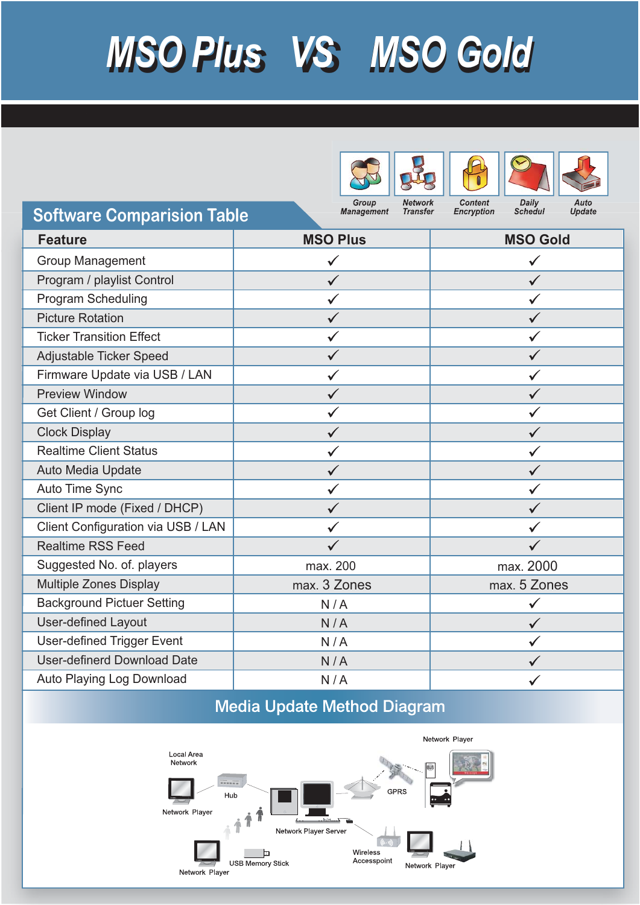# MSO Plus VS MSO Gold

Group Management

Network Transfer

Content Encryption

Daily Schedul

Auto Update

## Software Comparision Table

| Feature | MSO Plus | MSO Gold |
|---|---|---|
| Group Management | ✓ | ✓ |
| Program / playlist Control | ✓ | ✓ |
| Program Scheduling | ✓ | ✓ |
| Picture Rotation | ✓ | ✓ |
| Ticker Transition Effect | ✓ | ✓ |
| Adjustable Ticker Speed | ✓ | ✓ |
| Firmware Update via USB / LAN | ✓ | ✓ |
| Preview Window | ✓ | ✓ |
| Get Client / Group log | ✓ | ✓ |
| Clock Display | ✓ | ✓ |
| Realtime Client Status | ✓ | ✓ |
| Auto Media Update | ✓ | ✓ |
| Auto Time Sync | ✓ | ✓ |
| Client IP mode (Fixed / DHCP) | ✓ | ✓ |
| Client Configuration via USB / LAN | ✓ | ✓ |
| Realtime RSS Feed | ✓ | ✓ |
| Suggested No. of. players | max. 200 | max. 2000 |
| Multiple Zones Display | max. 3 Zones | max. 5 Zones |
| Background Pictuer Setting | N / A | ✓ |
| User-defined Layout | N / A | ✓ |
| User-defined Trigger Event | N / A | ✓ |
| User-definerd Download Date | N / A | ✓ |
| Auto Playing Log Download | N / A | ✓ |

## Media Update Method Diagram

Local Area Network

Hub

Network Player

Network Player Server

GPRS

Network Player

USB Memory Stick

Wireless Accesspoint

Network Player

Network Player